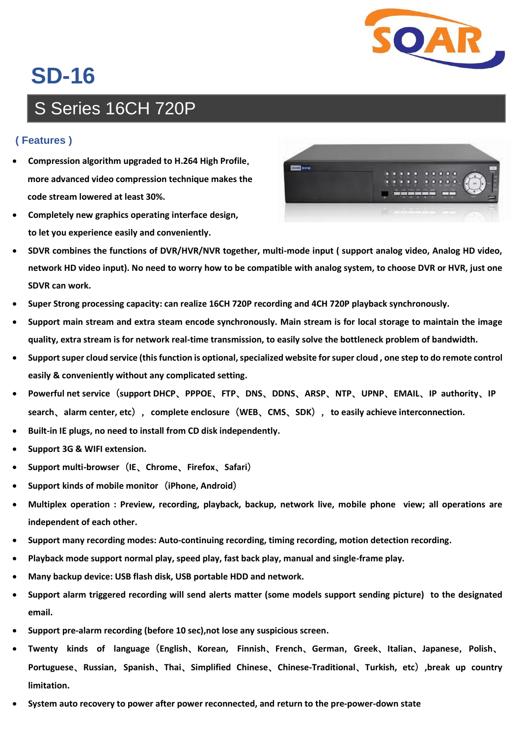# SD-16

## S Series 16CH 720P

**( Features )**

- **Compression algorithm upgraded to H.264 High Profile, more advanced video compression technique makes the code stream lowered at least 30%.**
- **Completely new graphics operating interface design, to let you experience easily and conveniently.**
- **SDVR combines the functions of DVR/HVR/NVR together, multi-mode input ( support analog video, Analog HD video, network HD video input). No need to worry how to be compatible with analog system, to choose DVR or HVR, just one SDVR can work.**
- **Super Strong processing capacity: can realize 16CH 720P recording and 4CH 720P playback synchronously.**
- **Support main stream and extra steam encode synchronously. Main stream is for local storage to maintain the image quality, extra stream is for network real-time transmission, to easily solve the bottleneck problem of bandwidth.**
- **Support super cloud service (this function is optional, specialized website for super cloud , one step to do remote control easily & conveniently without any complicated setting.**
- **Powerful net service（support DHCP、PPPOE、FTP、DNS、DDNS、ARSP、NTP、UPNP、EMAIL、IP authority、IP search、alarm center, etc），complete enclosure（WEB、CMS、SDK），to easily achieve interconnection.**
- **Built-in IE plugs, no need to install from CD disk independently.**
- **Support 3G & WIFI extension.**
- **Support multi-browser（IE、Chrome、Firefox、Safari）**
- **Support kinds of mobile monitor（iPhone, Android）**
- **Multiplex operation : Preview, recording, playback, backup, network live, mobile phone view; all operations are independent of each other.**
- **Support many recording modes: Auto-continuing recording, timing recording, motion detection recording.**
- **Playback mode support normal play, speed play, fast back play, manual and single-frame play.**
- **Many backup device: USB flash disk, USB portable HDD and network.**
- **Support alarm triggered recording will send alerts matter (some models support sending picture) to the designated email.**
- **Support pre-alarm recording (before 10 sec),not lose any suspicious screen.**
- **Twenty kinds of language（English、Korean, Finnish、French、German, Greek、Italian、Japanese, Polish、Portuguese、Russian, Spanish、Thai、Simplified Chinese、Chinese-Traditional、Turkish, etc）,break up country limitation.**
- **System auto recovery to power after power reconnected, and return to the pre-power-down state**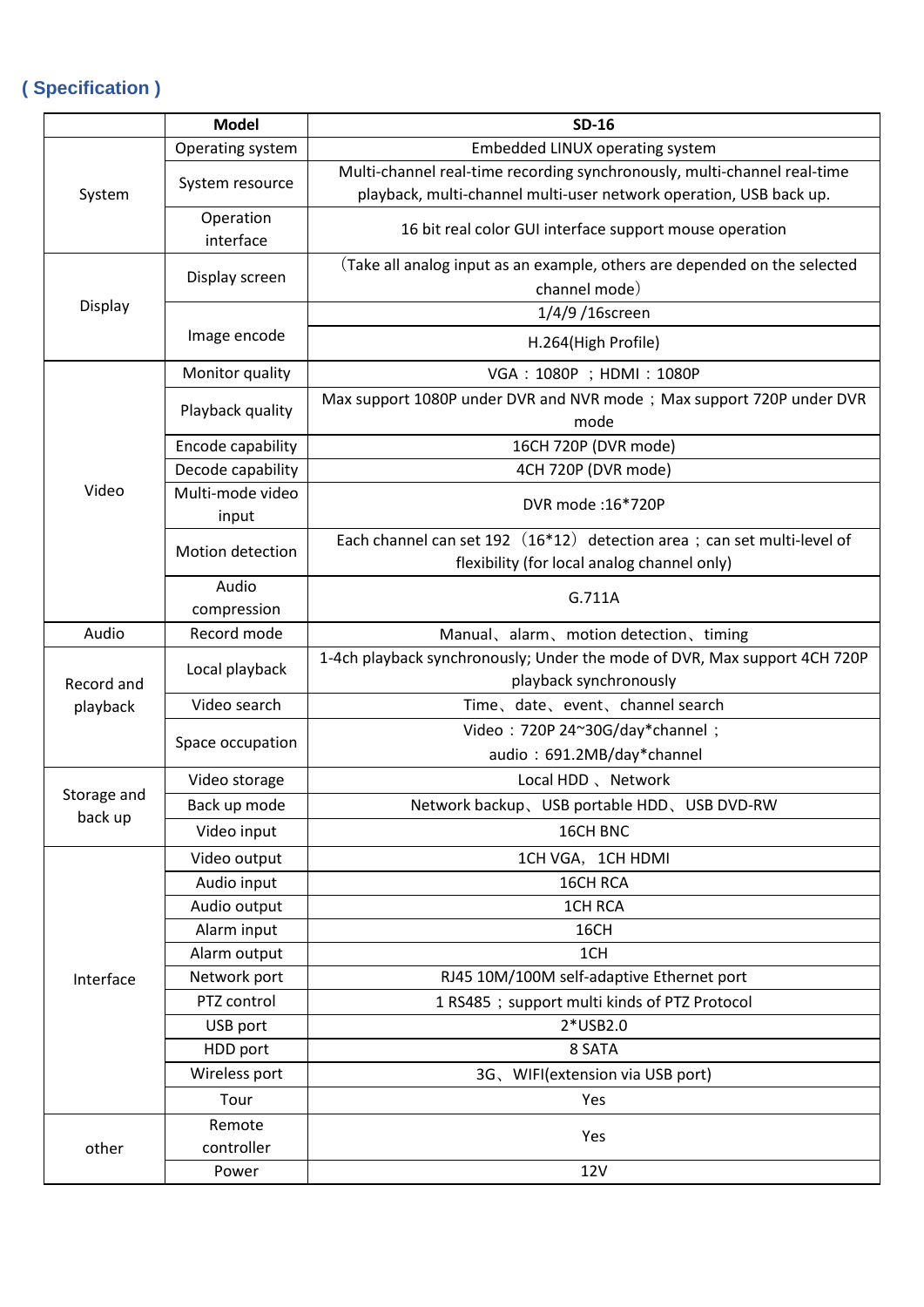## ( Specification )

| | Model | SD-16 |
|---|---|---|
| System | Operating system | Embedded LINUX operating system |
| | System resource | Multi-channel real-time recording synchronously, multi-channel real-time playback, multi-channel multi-user network operation, USB back up. |
| | Operation interface | 16 bit real color GUI interface support mouse operation |
| Display | Display screen | （Take all analog input as an example, others are depended on the selected channel mode） |
| | | 1/4/9 /16screen |
| | Image encode | H.264(High Profile) |
| Video | Monitor quality | VGA：1080P ；HDMI：1080P |
| | Playback quality | Max support 1080P under DVR and NVR mode；Max support 720P under DVR mode |
| | Encode capability | 16CH 720P (DVR mode) |
| | Decode capability | 4CH 720P (DVR mode) |
| | Multi-mode video input | DVR mode :16*720P |
| | Motion detection | Each channel can set 192（16*12）detection area；can set multi-level of flexibility (for local analog channel only) |
| | Audio compression | G.711A |
| Audio | Record mode | Manual、alarm、motion detection、timing |
| Record and playback | Local playback | 1-4ch playback synchronously; Under the mode of DVR, Max support 4CH 720P playback synchronously |
| | Video search | Time、date、event、channel search |
| | Space occupation | Video：720P 24~30G/day*channel；<br>audio：691.2MB/day*channel |
| Storage and back up | Video storage | Local HDD 、Network |
| | Back up mode | Network backup、USB portable HDD、USB DVD-RW |
| | Video input | 16CH BNC |
| Interface | Video output | 1CH VGA， 1CH HDMI |
| | Audio input | 16CH RCA |
| | Audio output | 1CH RCA |
| | Alarm input | 16CH |
| | Alarm output | 1CH |
| | Network port | RJ45 10M/100M self-adaptive Ethernet port |
| | PTZ control | 1 RS485；support multi kinds of PTZ Protocol |
| | USB port | 2*USB2.0 |
| | HDD port | 8 SATA |
| | Wireless port | 3G、WIFI(extension via USB port) |
| | Tour | Yes |
| other | Remote controller | Yes |
| | Power | 12V |